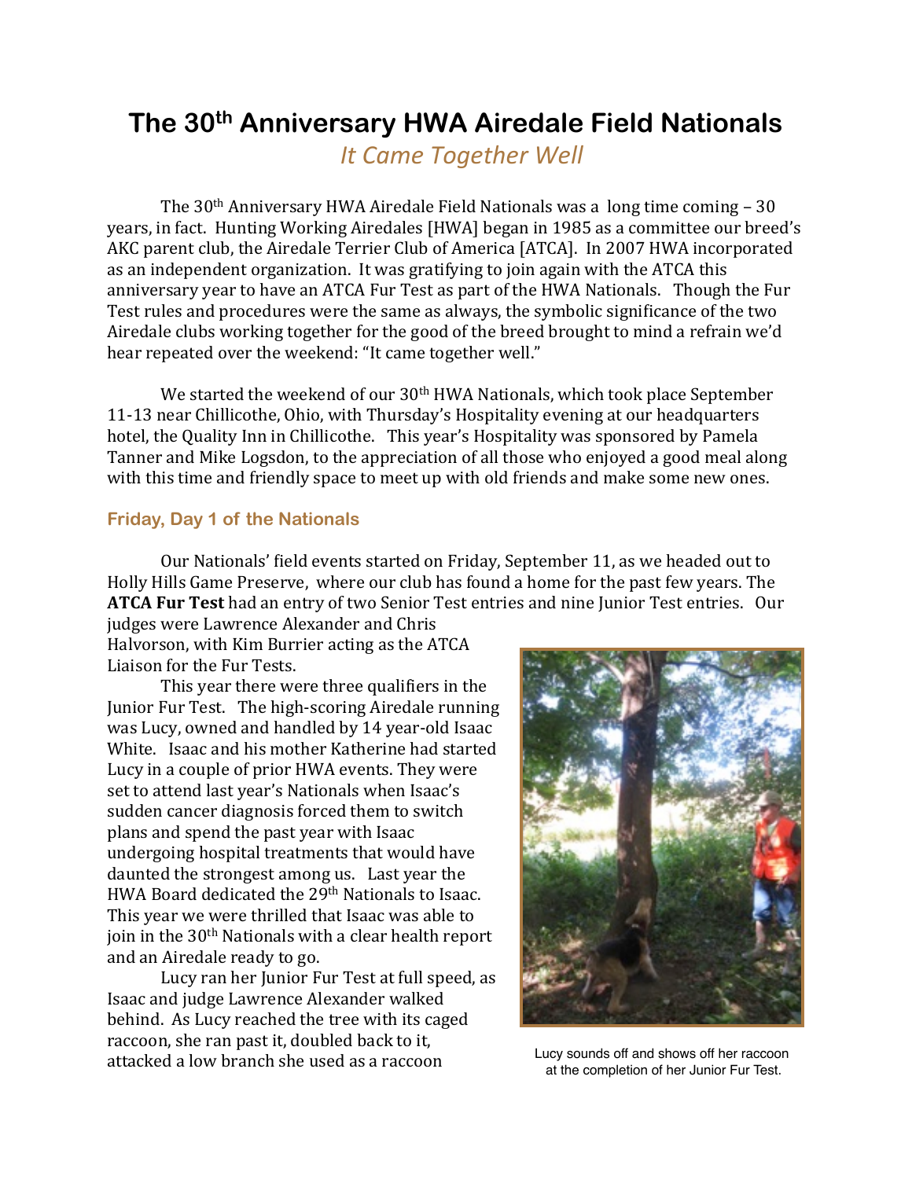# The 30th Anniversary HWA Airedale Field Nationals

*It Came Together Well*

The 30th Anniversary HWA Airedale Field Nationals was a long time coming – 30 years, in fact. Hunting Working Airedales [HWA] began in 1985 as a committee our breed's AKC parent club, the Airedale Terrier Club of America [ATCA]. In 2007 HWA incorporated as an independent organization. It was gratifying to join again with the ATCA this anniversary year to have an ATCA Fur Test as part of the HWA Nationals. Though the Fur Test rules and procedures were the same as always, the symbolic significance of the two Airedale clubs working together for the good of the breed brought to mind a refrain we'd hear repeated over the weekend: "It came together well."

We started the weekend of our 30th HWA Nationals, which took place September 11-13 near Chillicothe, Ohio, with Thursday's Hospitality evening at our headquarters hotel, the Quality Inn in Chillicothe. This year's Hospitality was sponsored by Pamela Tanner and Mike Logsdon, to the appreciation of all those who enjoyed a good meal along with this time and friendly space to meet up with old friends and make some new ones.

## Friday, Day 1 of the Nationals

Our Nationals' field events started on Friday, September 11, as we headed out to Holly Hills Game Preserve, where our club has found a home for the past few years. The **ATCA Fur Test** had an entry of two Senior Test entries and nine Junior Test entries. Our judges were Lawrence Alexander and Chris Halvorson, with Kim Burrier acting as the ATCA Liaison for the Fur Tests.

This year there were three qualifiers in the Junior Fur Test. The high-scoring Airedale running was Lucy, owned and handled by 14 year-old Isaac White. Isaac and his mother Katherine had started Lucy in a couple of prior HWA events. They were set to attend last year's Nationals when Isaac's sudden cancer diagnosis forced them to switch plans and spend the past year with Isaac undergoing hospital treatments that would have daunted the strongest among us. Last year the HWA Board dedicated the 29th Nationals to Isaac. This year we were thrilled that Isaac was able to join in the 30th Nationals with a clear health report and an Airedale ready to go.

Lucy ran her Junior Fur Test at full speed, as Isaac and judge Lawrence Alexander walked behind. As Lucy reached the tree with its caged raccoon, she ran past it, doubled back to it, attacked a low branch she used as a raccoon

Lucy sounds off and shows off her raccoon at the completion of her Junior Fur Test.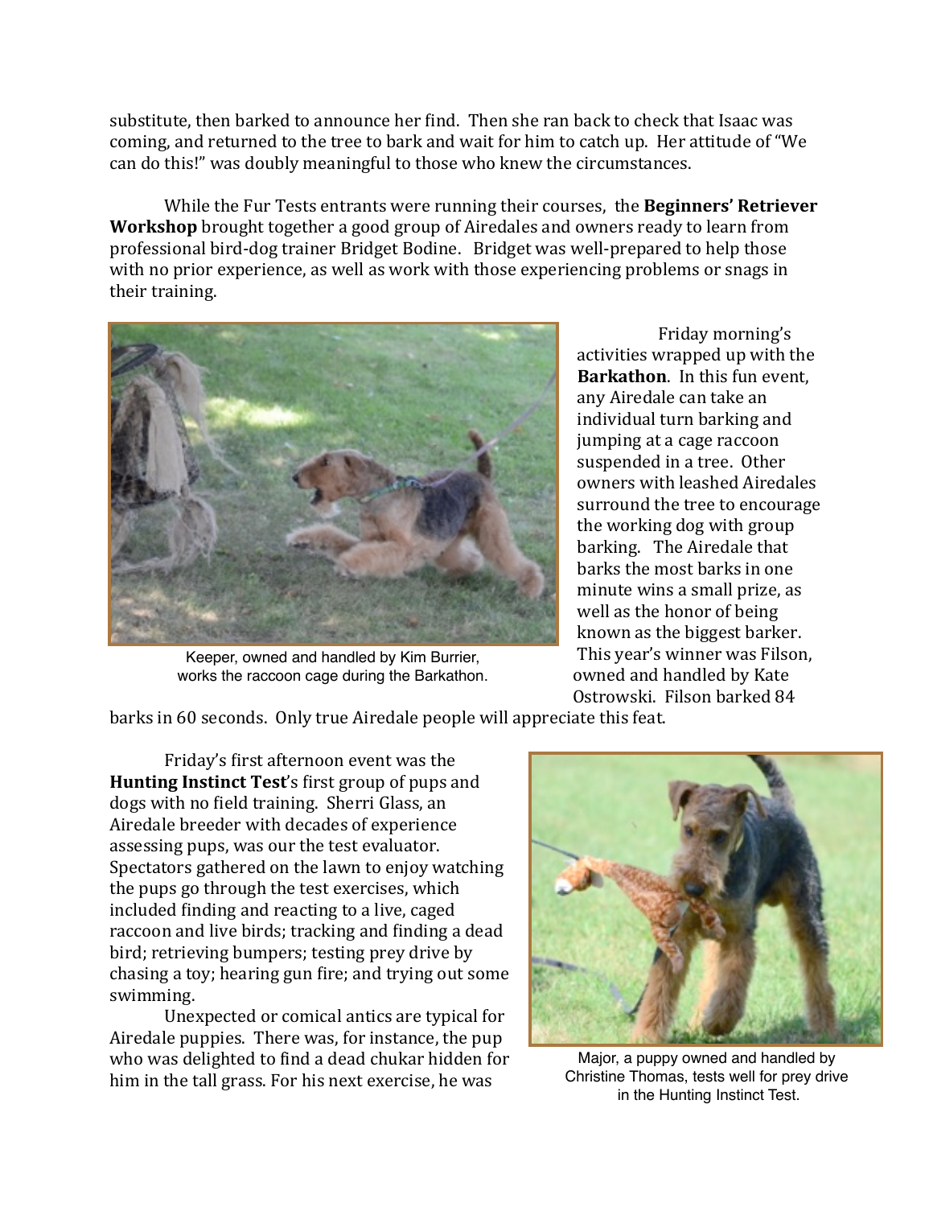substitute, then barked to announce her find. Then she ran back to check that Isaac was coming, and returned to the tree to bark and wait for him to catch up. Her attitude of "We can do this!" was doubly meaningful to those who knew the circumstances.

While the Fur Tests entrants were running their courses, the **Beginners' Retriever Workshop** brought together a good group of Airedales and owners ready to learn from professional bird-dog trainer Bridget Bodine. Bridget was well-prepared to help those with no prior experience, as well as work with those experiencing problems or snags in their training.

Keeper, owned and handled by Kim Burrier, works the raccoon cage during the Barkathon.

Friday morning's activities wrapped up with the **Barkathon**. In this fun event, any Airedale can take an individual turn barking and jumping at a cage raccoon suspended in a tree. Other owners with leashed Airedales surround the tree to encourage the working dog with group barking. The Airedale that barks the most barks in one minute wins a small prize, as well as the honor of being known as the biggest barker. This year's winner was Filson, owned and handled by Kate Ostrowski. Filson barked 84 barks in 60 seconds. Only true Airedale people will appreciate this feat.

Friday's first afternoon event was the **Hunting Instinct Test**'s first group of pups and dogs with no field training. Sherri Glass, an Airedale breeder with decades of experience assessing pups, was our the test evaluator. Spectators gathered on the lawn to enjoy watching the pups go through the test exercises, which included finding and reacting to a live, caged raccoon and live birds; tracking and finding a dead bird; retrieving bumpers; testing prey drive by chasing a toy; hearing gun fire; and trying out some swimming.

Unexpected or comical antics are typical for Airedale puppies. There was, for instance, the pup who was delighted to find a dead chukar hidden for him in the tall grass. For his next exercise, he was

Major, a puppy owned and handled by Christine Thomas, tests well for prey drive in the Hunting Instinct Test.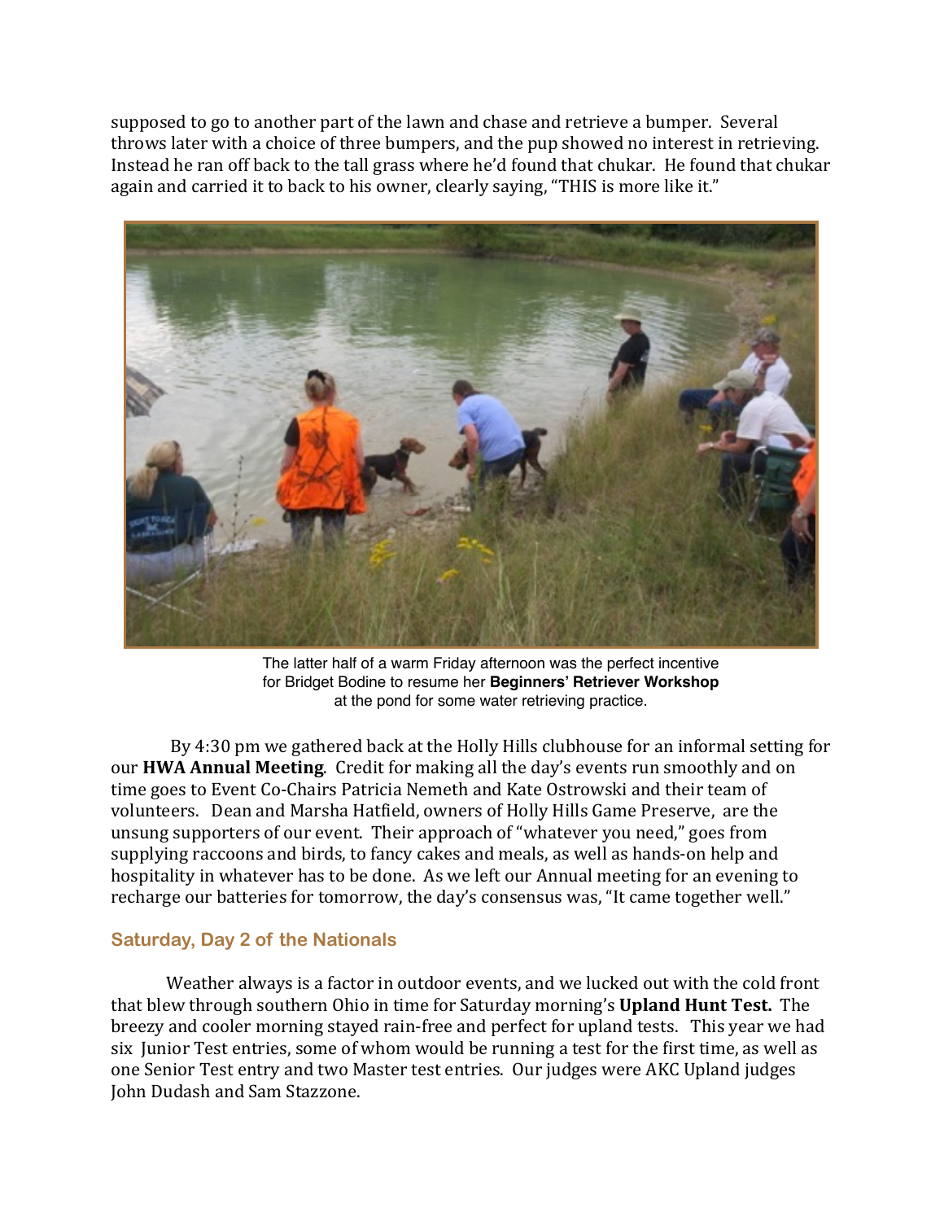supposed to go to another part of the lawn and chase and retrieve a bumper. Several throws later with a choice of three bumpers, and the pup showed no interest in retrieving. Instead he ran off back to the tall grass where he'd found that chukar. He found that chukar again and carried it to back to his owner, clearly saying, "THIS is more like it."

The latter half of a warm Friday afternoon was the perfect incentive for Bridget Bodine to resume her **Beginners' Retriever Workshop** at the pond for some water retrieving practice.

By 4:30 pm we gathered back at the Holly Hills clubhouse for an informal setting for our **HWA Annual Meeting**. Credit for making all the day's events run smoothly and on time goes to Event Co-Chairs Patricia Nemeth and Kate Ostrowski and their team of volunteers. Dean and Marsha Hatfield, owners of Holly Hills Game Preserve, are the unsung supporters of our event. Their approach of "whatever you need," goes from supplying raccoons and birds, to fancy cakes and meals, as well as hands-on help and hospitality in whatever has to be done. As we left our Annual meeting for an evening to recharge our batteries for tomorrow, the day's consensus was, "It came together well."

### Saturday, Day 2 of the Nationals

Weather always is a factor in outdoor events, and we lucked out with the cold front that blew through southern Ohio in time for Saturday morning's **Upland Hunt Test.** The breezy and cooler morning stayed rain-free and perfect for upland tests. This year we had six Junior Test entries, some of whom would be running a test for the first time, as well as one Senior Test entry and two Master test entries. Our judges were AKC Upland judges John Dudash and Sam Stazzone.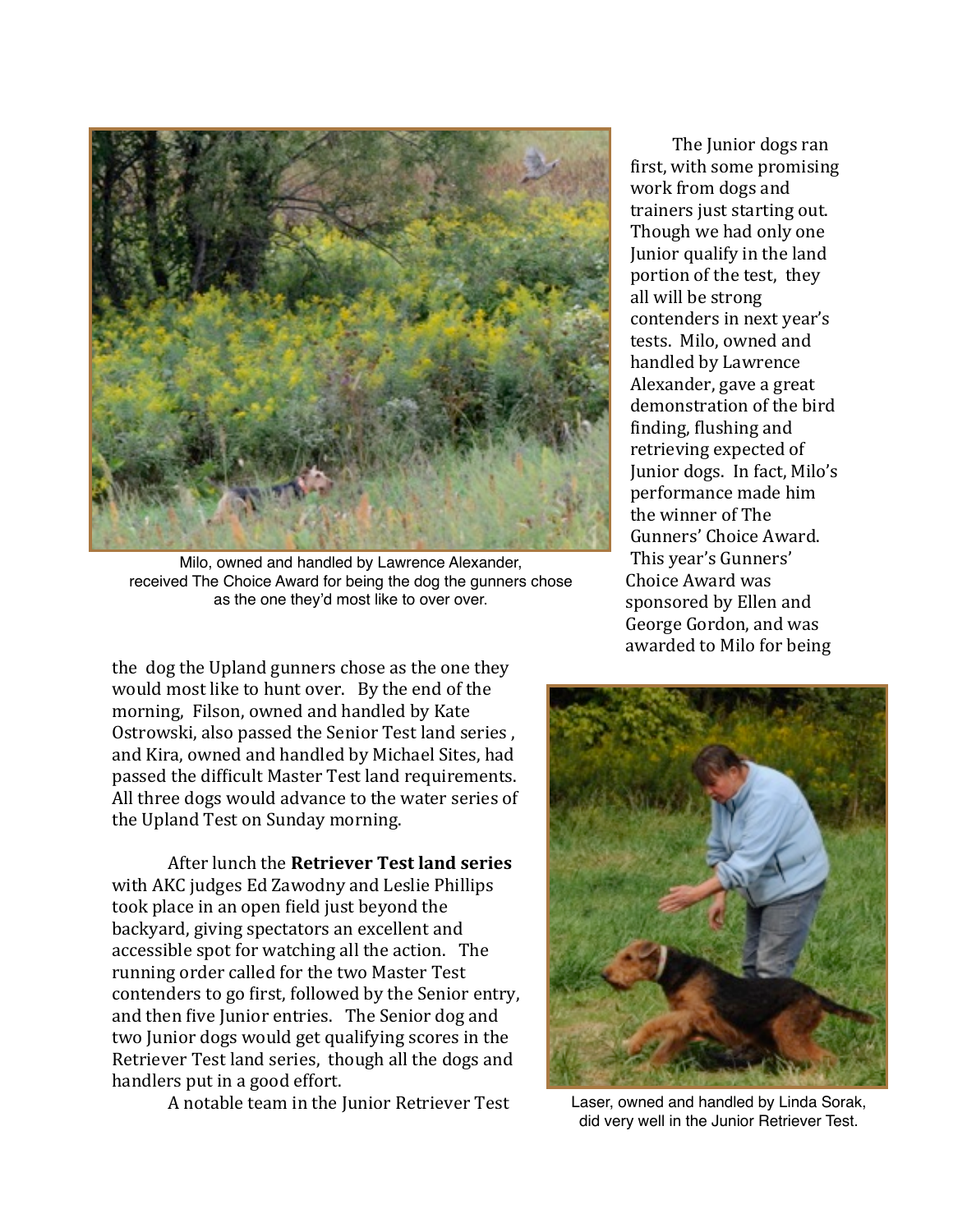Milo, owned and handled by Lawrence Alexander, received The Choice Award for being the dog the gunners chose as the one they'd most like to over over.

The Junior dogs ran first, with some promising work from dogs and trainers just starting out. Though we had only one Junior qualify in the land portion of the test, they all will be strong contenders in next year's tests. Milo, owned and handled by Lawrence Alexander, gave a great demonstration of the bird finding, flushing and retrieving expected of Junior dogs. In fact, Milo's performance made him the winner of The Gunners' Choice Award. This year's Gunners' Choice Award was sponsored by Ellen and George Gordon, and was awarded to Milo for being the dog the Upland gunners chose as the one they would most like to hunt over. By the end of the morning, Filson, owned and handled by Kate Ostrowski, also passed the Senior Test land series, and Kira, owned and handled by Michael Sites, had passed the difficult Master Test land requirements. All three dogs would advance to the water series of the Upland Test on Sunday morning.

After lunch the **Retriever Test land series** with AKC judges Ed Zawodny and Leslie Phillips took place in an open field just beyond the backyard, giving spectators an excellent and accessible spot for watching all the action. The running order called for the two Master Test contenders to go first, followed by the Senior entry, and then five Junior entries. The Senior dog and two Junior dogs would get qualifying scores in the Retriever Test land series, though all the dogs and handlers put in a good effort.

A notable team in the Junior Retriever Test

Laser, owned and handled by Linda Sorak, did very well in the Junior Retriever Test.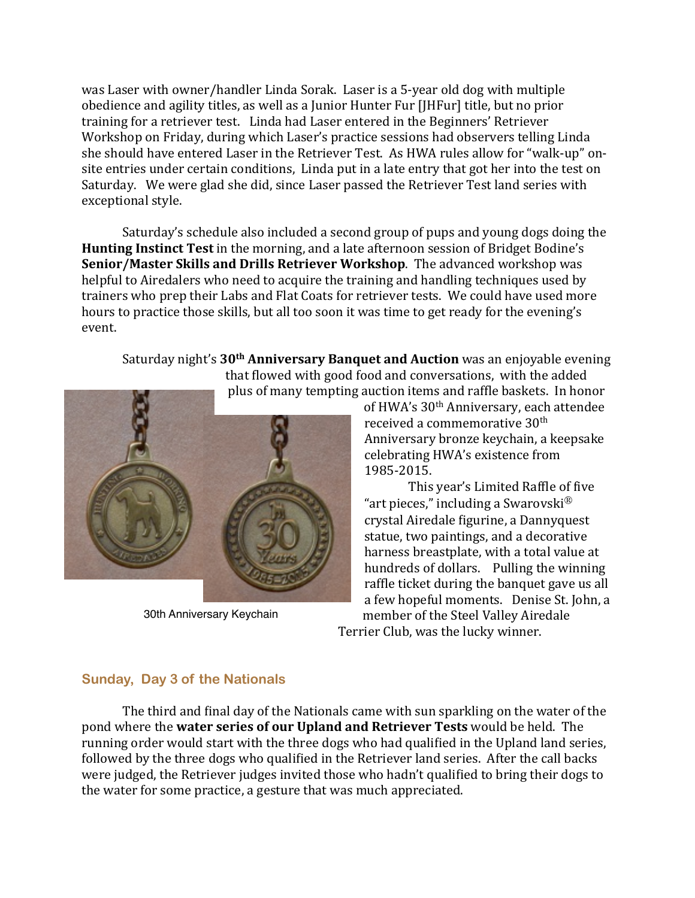was Laser with owner/handler Linda Sorak. Laser is a 5-year old dog with multiple obedience and agility titles, as well as a Junior Hunter Fur [JHFur] title, but no prior training for a retriever test. Linda had Laser entered in the Beginners' Retriever Workshop on Friday, during which Laser's practice sessions had observers telling Linda she should have entered Laser in the Retriever Test. As HWA rules allow for "walk-up" on-site entries under certain conditions, Linda put in a late entry that got her into the test on Saturday. We were glad she did, since Laser passed the Retriever Test land series with exceptional style.

Saturday's schedule also included a second group of pups and young dogs doing the **Hunting Instinct Test** in the morning, and a late afternoon session of Bridget Bodine's **Senior/Master Skills and Drills Retriever Workshop**. The advanced workshop was helpful to Airedalers who need to acquire the training and handling techniques used by trainers who prep their Labs and Flat Coats for retriever tests. We could have used more hours to practice those skills, but all too soon it was time to get ready for the evening's event.

Saturday night's **30th Anniversary Banquet and Auction** was an enjoyable evening that flowed with good food and conversations, with the added plus of many tempting auction items and raffle baskets. In honor of HWA's 30th Anniversary, each attendee received a commemorative 30th Anniversary bronze keychain, a keepsake celebrating HWA's existence from 1985-2015.

30th Anniversary Keychain

This year's Limited Raffle of five "art pieces," including a Swarovski® crystal Airedale figurine, a Dannyquest statue, two paintings, and a decorative harness breastplate, with a total value at hundreds of dollars. Pulling the winning raffle ticket during the banquet gave us all a few hopeful moments. Denise St. John, a member of the Steel Valley Airedale Terrier Club, was the lucky winner.

## Sunday, Day 3 of the Nationals

The third and final day of the Nationals came with sun sparkling on the water of the pond where the **water series of our Upland and Retriever Tests** would be held. The running order would start with the three dogs who had qualified in the Upland land series, followed by the three dogs who qualified in the Retriever land series. After the call backs were judged, the Retriever judges invited those who hadn't qualified to bring their dogs to the water for some practice, a gesture that was much appreciated.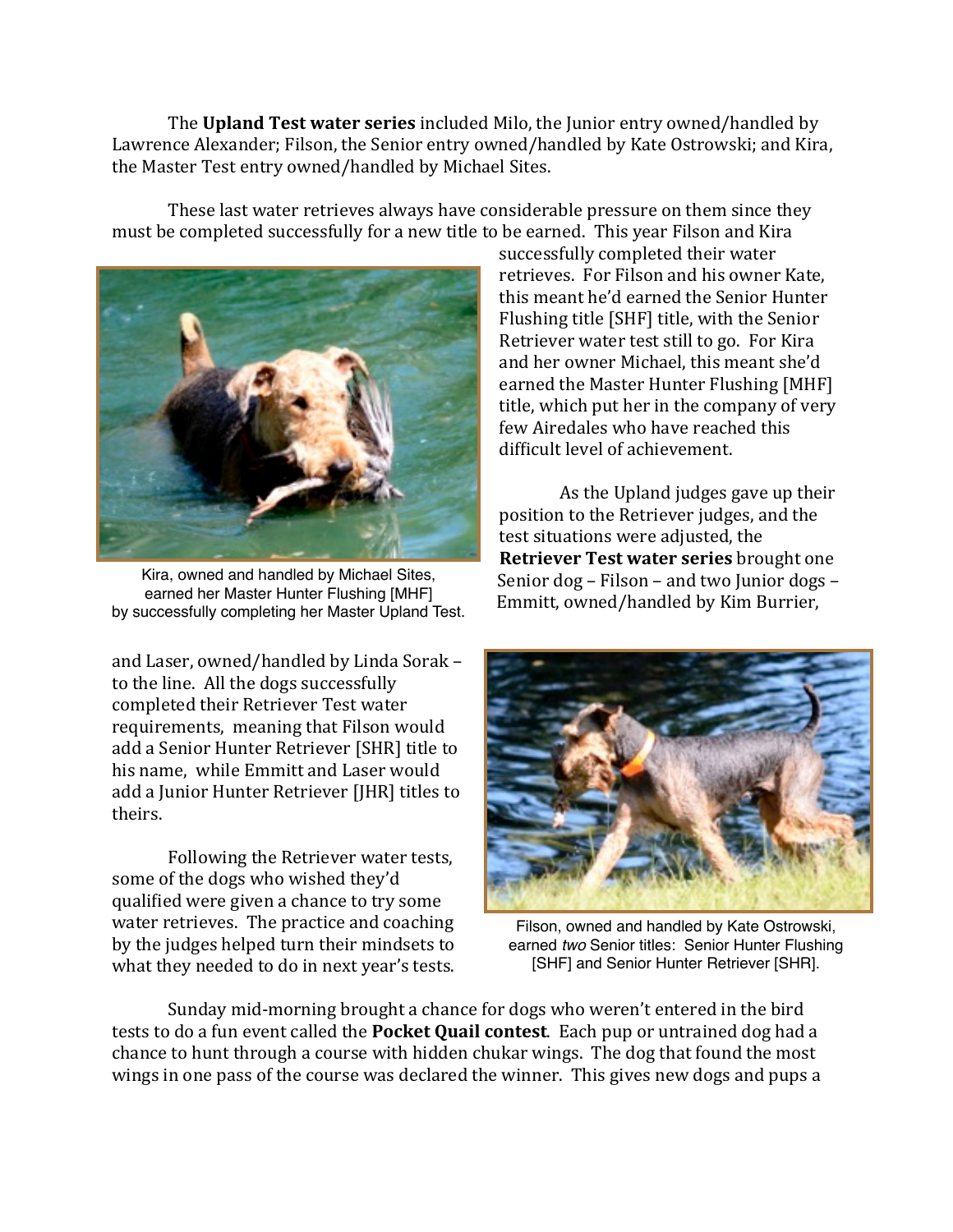The **Upland Test water series** included Milo, the Junior entry owned/handled by Lawrence Alexander; Filson, the Senior entry owned/handled by Kate Ostrowski; and Kira, the Master Test entry owned/handled by Michael Sites.

These last water retrieves always have considerable pressure on them since they must be completed successfully for a new title to be earned. This year Filson and Kira successfully completed their water retrieves. For Filson and his owner Kate, this meant he'd earned the Senior Hunter Flushing title [SHF] title, with the Senior Retriever water test still to go. For Kira and her owner Michael, this meant she'd earned the Master Hunter Flushing [MHF] title, which put her in the company of very few Airedales who have reached this difficult level of achievement.

Kira, owned and handled by Michael Sites, earned her Master Hunter Flushing [MHF] by successfully completing her Master Upland Test.

As the Upland judges gave up their position to the Retriever judges, and the test situations were adjusted, the **Retriever Test water series** brought one Senior dog – Filson – and two Junior dogs – Emmitt, owned/handled by Kim Burrier, and Laser, owned/handled by Linda Sorak – to the line. All the dogs successfully completed their Retriever Test water requirements, meaning that Filson would add a Senior Hunter Retriever [SHR] title to his name, while Emmitt and Laser would add a Junior Hunter Retriever [JHR] titles to theirs.

Following the Retriever water tests, some of the dogs who wished they'd qualified were given a chance to try some water retrieves. The practice and coaching by the judges helped turn their mindsets to what they needed to do in next year's tests.

Filson, owned and handled by Kate Ostrowski, earned *two* Senior titles: Senior Hunter Flushing [SHF] and Senior Hunter Retriever [SHR].

Sunday mid-morning brought a chance for dogs who weren't entered in the bird tests to do a fun event called the **Pocket Quail contest**. Each pup or untrained dog had a chance to hunt through a course with hidden chukar wings. The dog that found the most wings in one pass of the course was declared the winner. This gives new dogs and pups a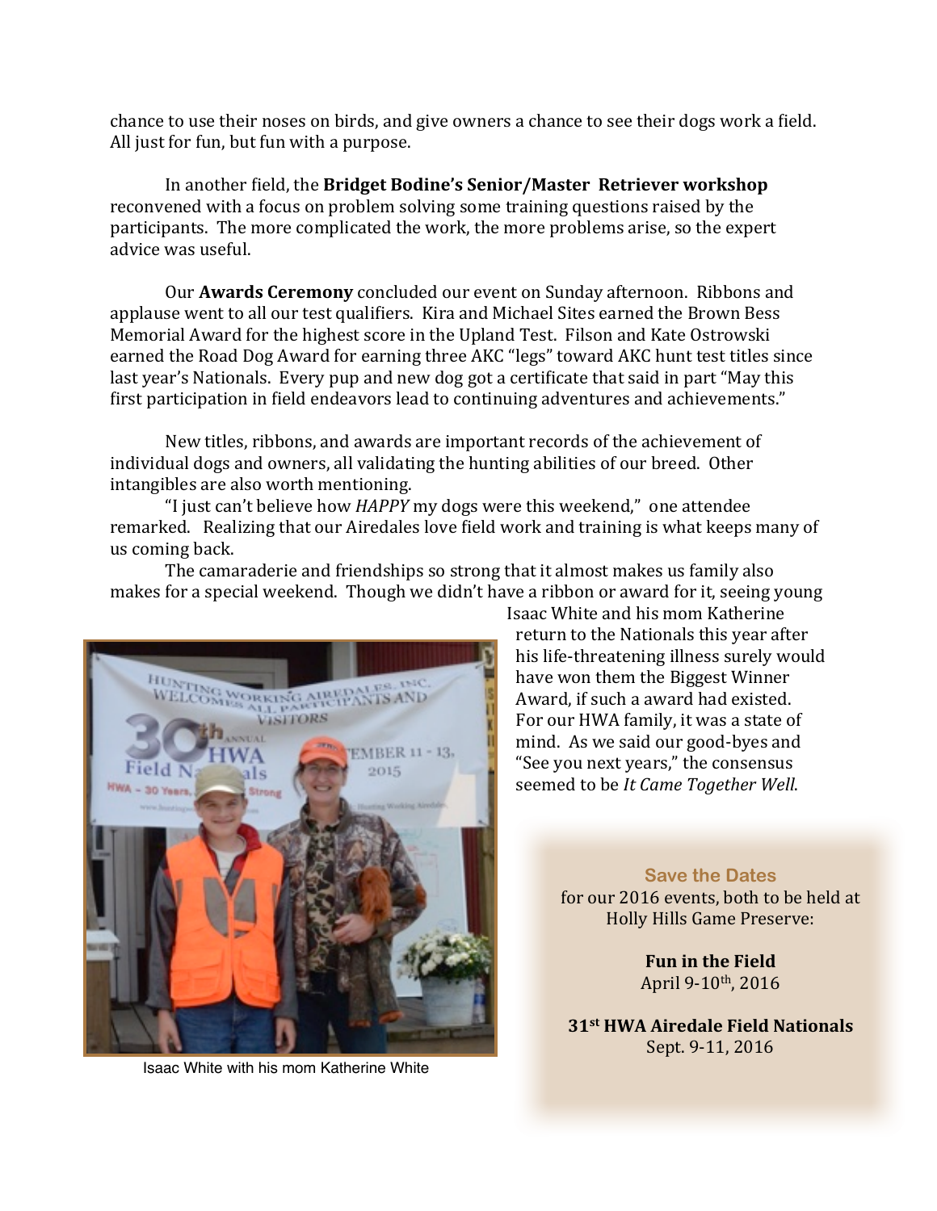chance to use their noses on birds, and give owners a chance to see their dogs work a field. All just for fun, but fun with a purpose.

In another field, the **Bridget Bodine's Senior/Master Retriever workshop** reconvened with a focus on problem solving some training questions raised by the participants. The more complicated the work, the more problems arise, so the expert advice was useful.

Our **Awards Ceremony** concluded our event on Sunday afternoon. Ribbons and applause went to all our test qualifiers. Kira and Michael Sites earned the Brown Bess Memorial Award for the highest score in the Upland Test. Filson and Kate Ostrowski earned the Road Dog Award for earning three AKC "legs" toward AKC hunt test titles since last year's Nationals. Every pup and new dog got a certificate that said in part "May this first participation in field endeavors lead to continuing adventures and achievements."

New titles, ribbons, and awards are important records of the achievement of individual dogs and owners, all validating the hunting abilities of our breed. Other intangibles are also worth mentioning.

"I just can't believe how *HAPPY* my dogs were this weekend," one attendee remarked. Realizing that our Airedales love field work and training is what keeps many of us coming back.

The camaraderie and friendships so strong that it almost makes us family also makes for a special weekend. Though we didn't have a ribbon or award for it, seeing young Isaac White and his mom Katherine return to the Nationals this year after his life-threatening illness surely would have won them the Biggest Winner Award, if such a award had existed. For our HWA family, it was a state of mind. As we said our good-byes and "See you next years," the consensus seemed to be *It Came Together Well*.

Isaac White with his mom Katherine White

**Save the Dates**
for our 2016 events, both to be held at Holly Hills Game Preserve:

**Fun in the Field**
April 9-10th, 2016

**31st HWA Airedale Field Nationals**
Sept. 9-11, 2016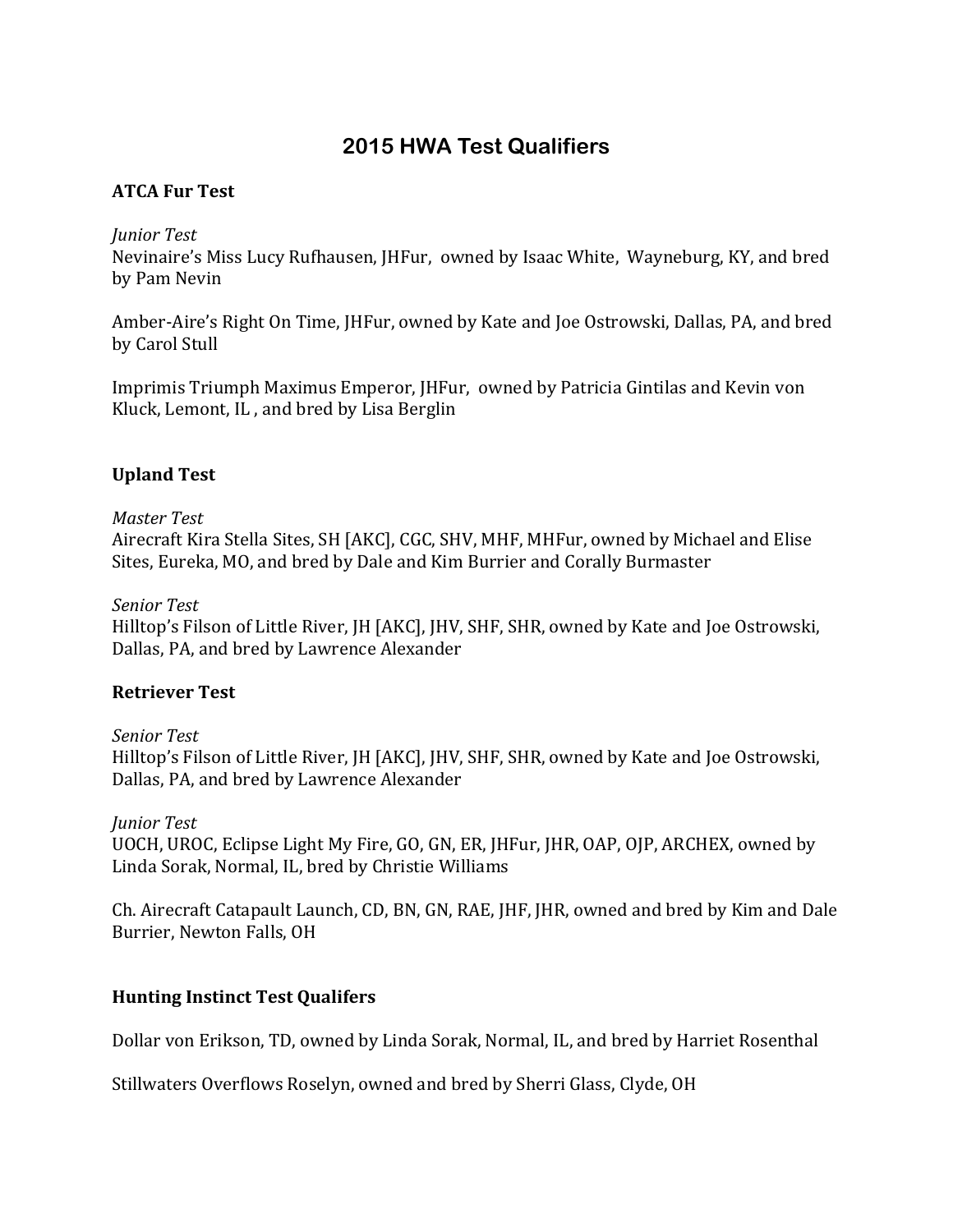# 2015 HWA Test Qualifiers

## ATCA Fur Test

*Junior Test*

Nevinaire's Miss Lucy Rufhausen, JHFur, owned by Isaac White, Wayneburg, KY, and bred by Pam Nevin

Amber-Aire's Right On Time, JHFur, owned by Kate and Joe Ostrowski, Dallas, PA, and bred by Carol Stull

Imprimis Triumph Maximus Emperor, JHFur, owned by Patricia Gintilas and Kevin von Kluck, Lemont, IL , and bred by Lisa Berglin

## Upland Test

*Master Test*

Airecraft Kira Stella Sites, SH [AKC], CGC, SHV, MHF, MHFur, owned by Michael and Elise Sites, Eureka, MO, and bred by Dale and Kim Burrier and Corally Burmaster

*Senior Test*

Hilltop's Filson of Little River, JH [AKC], JHV, SHF, SHR, owned by Kate and Joe Ostrowski, Dallas, PA, and bred by Lawrence Alexander

## Retriever Test

*Senior Test*

Hilltop's Filson of Little River, JH [AKC], JHV, SHF, SHR, owned by Kate and Joe Ostrowski, Dallas, PA, and bred by Lawrence Alexander

*Junior Test*

UOCH, UROC, Eclipse Light My Fire, GO, GN, ER, JHFur, JHR, OAP, OJP, ARCHEX, owned by Linda Sorak, Normal, IL, bred by Christie Williams

Ch. Airecraft Catapault Launch, CD, BN, GN, RAE, JHF, JHR, owned and bred by Kim and Dale Burrier, Newton Falls, OH

## Hunting Instinct Test Qualifers

Dollar von Erikson, TD, owned by Linda Sorak, Normal, IL, and bred by Harriet Rosenthal

Stillwaters Overflows Roselyn, owned and bred by Sherri Glass, Clyde, OH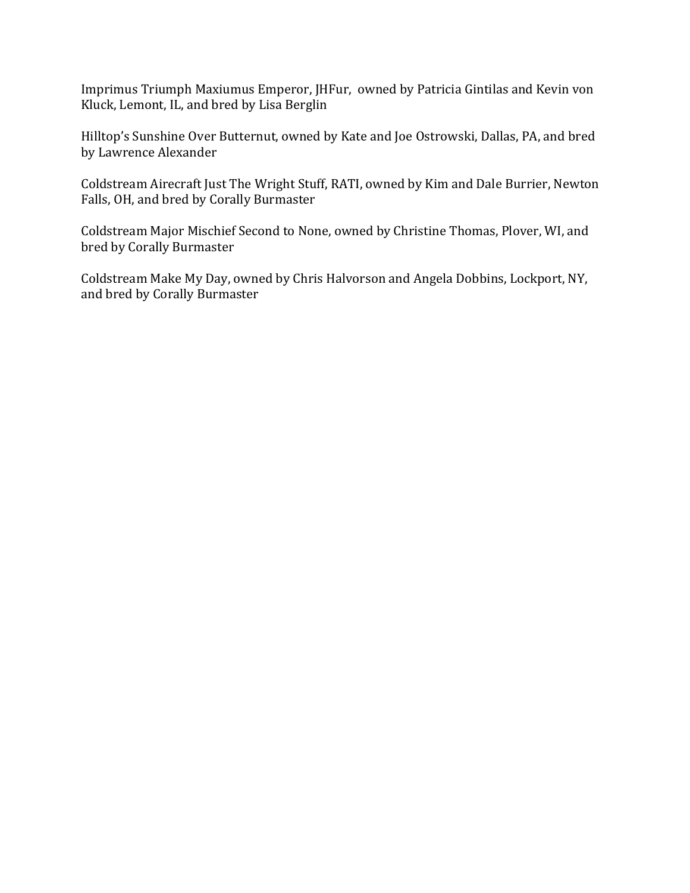Imprimus Triumph Maxiumus Emperor, JHFur, owned by Patricia Gintilas and Kevin von Kluck, Lemont, IL, and bred by Lisa Berglin

Hilltop's Sunshine Over Butternut, owned by Kate and Joe Ostrowski, Dallas, PA, and bred by Lawrence Alexander

Coldstream Airecraft Just The Wright Stuff, RATI, owned by Kim and Dale Burrier, Newton Falls, OH, and bred by Corally Burmaster

Coldstream Major Mischief Second to None, owned by Christine Thomas, Plover, WI, and bred by Corally Burmaster

Coldstream Make My Day, owned by Chris Halvorson and Angela Dobbins, Lockport, NY, and bred by Corally Burmaster